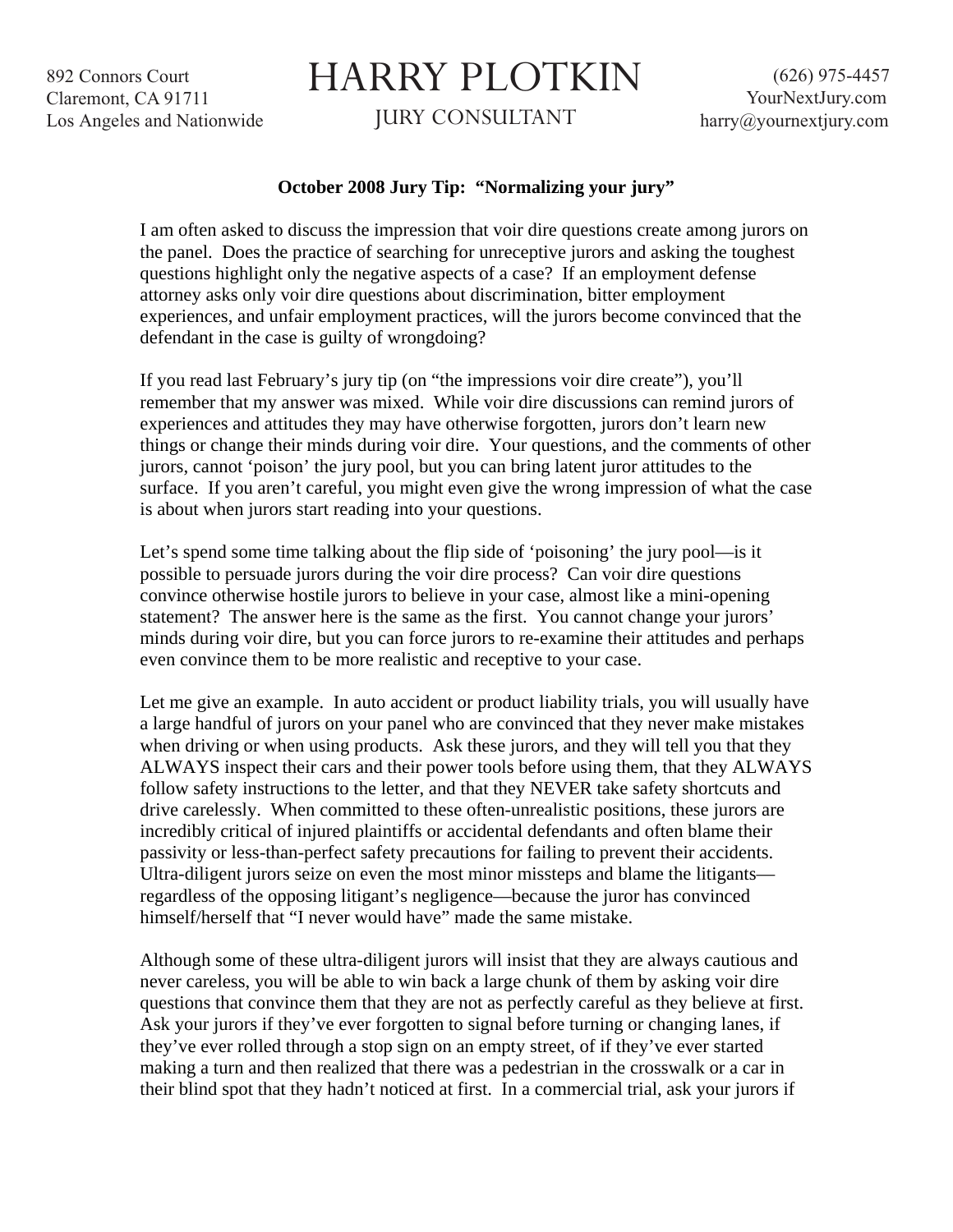892 Connors Court
Claremont, CA 91711
Los Angeles and Nationwide

# HARRY PLOTKIN

JURY CONSULTANT

(626) 975-4457
YourNextJury.com
harry@yournextjury.com

**October 2008 Jury Tip: "Normalizing your jury"**

I am often asked to discuss the impression that voir dire questions create among jurors on the panel. Does the practice of searching for unreceptive jurors and asking the toughest questions highlight only the negative aspects of a case? If an employment defense attorney asks only voir dire questions about discrimination, bitter employment experiences, and unfair employment practices, will the jurors become convinced that the defendant in the case is guilty of wrongdoing?

If you read last February's jury tip (on "the impressions voir dire create"), you'll remember that my answer was mixed. While voir dire discussions can remind jurors of experiences and attitudes they may have otherwise forgotten, jurors don't learn new things or change their minds during voir dire. Your questions, and the comments of other jurors, cannot 'poison' the jury pool, but you can bring latent juror attitudes to the surface. If you aren't careful, you might even give the wrong impression of what the case is about when jurors start reading into your questions.

Let's spend some time talking about the flip side of 'poisoning' the jury pool—is it possible to persuade jurors during the voir dire process? Can voir dire questions convince otherwise hostile jurors to believe in your case, almost like a mini-opening statement? The answer here is the same as the first. You cannot change your jurors' minds during voir dire, but you can force jurors to re-examine their attitudes and perhaps even convince them to be more realistic and receptive to your case.

Let me give an example. In auto accident or product liability trials, you will usually have a large handful of jurors on your panel who are convinced that they never make mistakes when driving or when using products. Ask these jurors, and they will tell you that they ALWAYS inspect their cars and their power tools before using them, that they ALWAYS follow safety instructions to the letter, and that they NEVER take safety shortcuts and drive carelessly. When committed to these often-unrealistic positions, these jurors are incredibly critical of injured plaintiffs or accidental defendants and often blame their passivity or less-than-perfect safety precautions for failing to prevent their accidents. Ultra-diligent jurors seize on even the most minor missteps and blame the litigants—regardless of the opposing litigant's negligence—because the juror has convinced himself/herself that "I never would have" made the same mistake.

Although some of these ultra-diligent jurors will insist that they are always cautious and never careless, you will be able to win back a large chunk of them by asking voir dire questions that convince them that they are not as perfectly careful as they believe at first. Ask your jurors if they've ever forgotten to signal before turning or changing lanes, if they've ever rolled through a stop sign on an empty street, of if they've ever started making a turn and then realized that there was a pedestrian in the crosswalk or a car in their blind spot that they hadn't noticed at first. In a commercial trial, ask your jurors if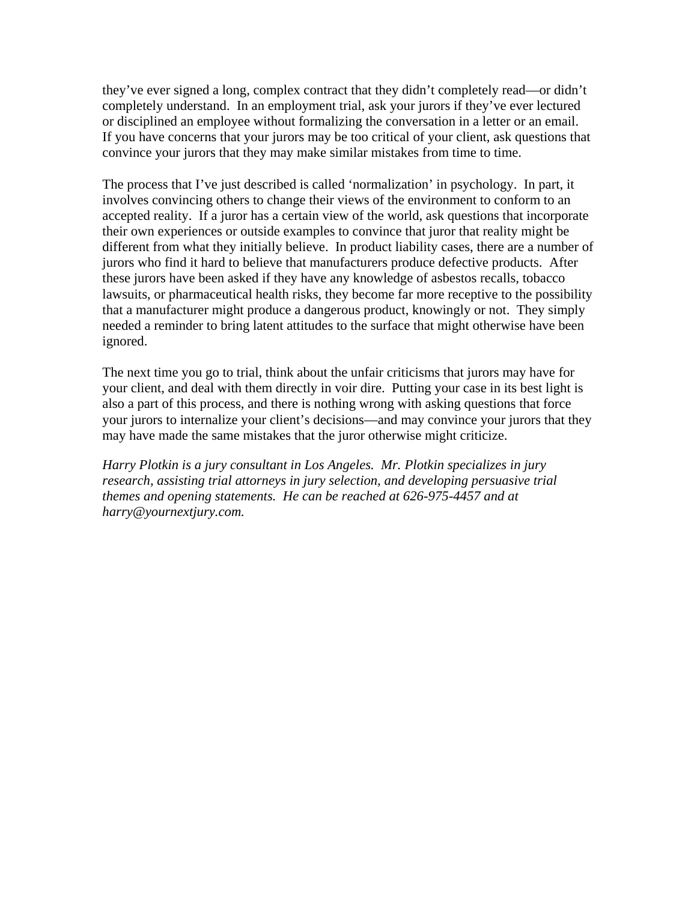they've ever signed a long, complex contract that they didn't completely read—or didn't completely understand. In an employment trial, ask your jurors if they've ever lectured or disciplined an employee without formalizing the conversation in a letter or an email. If you have concerns that your jurors may be too critical of your client, ask questions that convince your jurors that they may make similar mistakes from time to time.

The process that I've just described is called 'normalization' in psychology. In part, it involves convincing others to change their views of the environment to conform to an accepted reality. If a juror has a certain view of the world, ask questions that incorporate their own experiences or outside examples to convince that juror that reality might be different from what they initially believe. In product liability cases, there are a number of jurors who find it hard to believe that manufacturers produce defective products. After these jurors have been asked if they have any knowledge of asbestos recalls, tobacco lawsuits, or pharmaceutical health risks, they become far more receptive to the possibility that a manufacturer might produce a dangerous product, knowingly or not. They simply needed a reminder to bring latent attitudes to the surface that might otherwise have been ignored.

The next time you go to trial, think about the unfair criticisms that jurors may have for your client, and deal with them directly in voir dire. Putting your case in its best light is also a part of this process, and there is nothing wrong with asking questions that force your jurors to internalize your client's decisions—and may convince your jurors that they may have made the same mistakes that the juror otherwise might criticize.

*Harry Plotkin is a jury consultant in Los Angeles. Mr. Plotkin specializes in jury research, assisting trial attorneys in jury selection, and developing persuasive trial themes and opening statements. He can be reached at 626-975-4457 and at harry@yournextjury.com.*